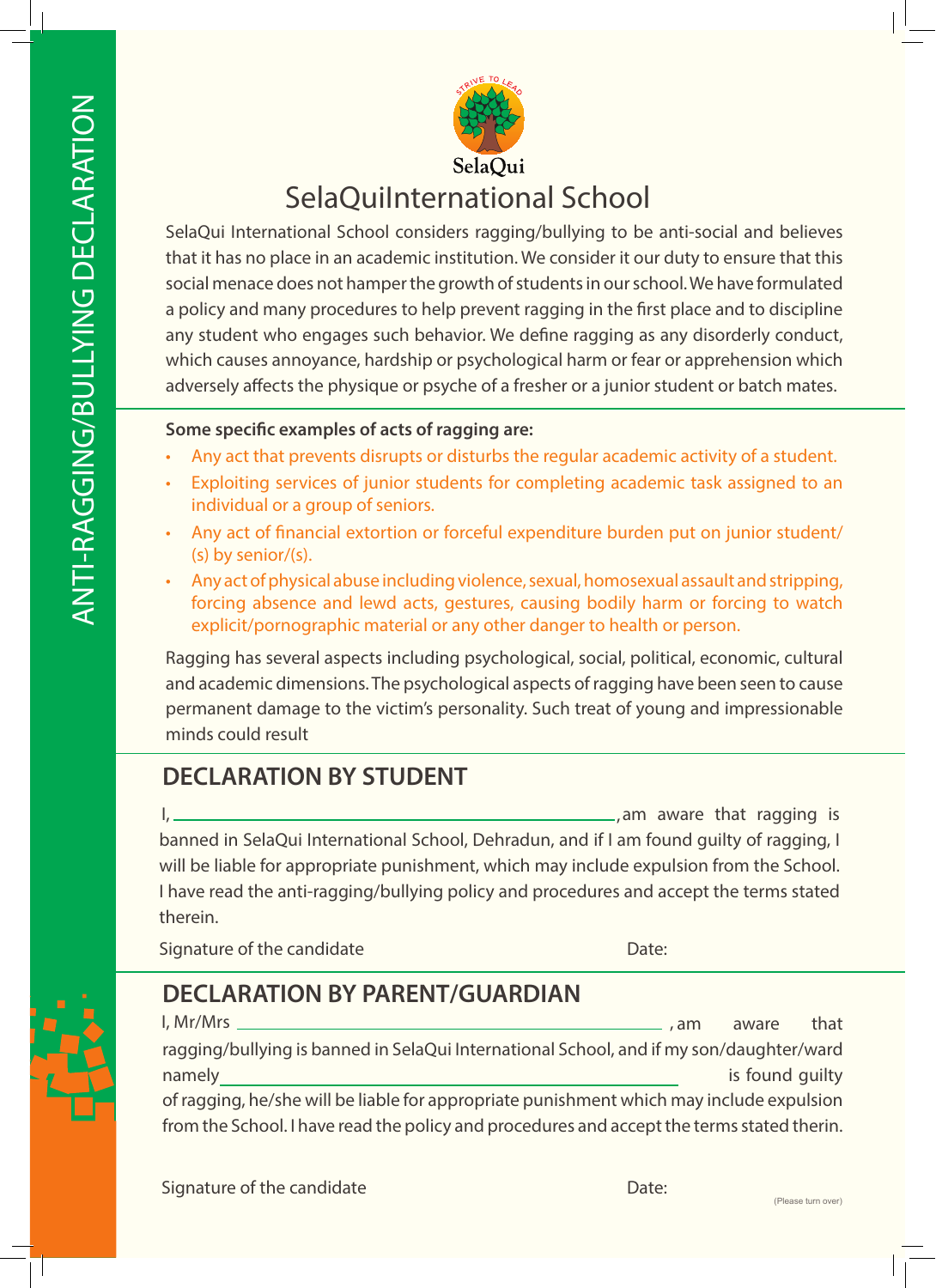ANTI-RAGGING/BULLYING DECLARATION

STRIVE TO LEAD

SelaQui

# SelaQuiInternational School

SelaQui International School considers ragging/bullying to be anti-social and believes that it has no place in an academic institution. We consider it our duty to ensure that this social menace does not hamper the growth of students in our school. We have formulated a policy and many procedures to help prevent ragging in the first place and to discipline any student who engages such behavior. We define ragging as any disorderly conduct, which causes annoyance, hardship or psychological harm or fear or apprehension which adversely affects the physique or psyche of a fresher or a junior student or batch mates.

**Some specific examples of acts of ragging are:**

- Any act that prevents disrupts or disturbs the regular academic activity of a student.
- Exploiting services of junior students for completing academic task assigned to an individual or a group of seniors.
- Any act of financial extortion or forceful expenditure burden put on junior student/(s) by senior/(s).
- Any act of physical abuse including violence, sexual, homosexual assault and stripping, forcing absence and lewd acts, gestures, causing bodily harm or forcing to watch explicit/pornographic material or any other danger to health or person.

Ragging has several aspects including psychological, social, political, economic, cultural and academic dimensions. The psychological aspects of ragging have been seen to cause permanent damage to the victim's personality. Such treat of young and impressionable minds could result

## DECLARATION BY STUDENT

I, ______________________________, am aware that ragging is banned in SelaQui International School, Dehradun, and if I am found guilty of ragging, I will be liable for appropriate punishment, which may include expulsion from the School. I have read the anti-ragging/bullying policy and procedures and accept the terms stated therein.

Signature of the candidate                                        Date:

## DECLARATION BY PARENT/GUARDIAN

I, Mr/Mrs ______________________________ , am aware that ragging/bullying is banned in SelaQui International School, and if my son/daughter/ward namely ______________________________ is found guilty of ragging, he/she will be liable for appropriate punishment which may include expulsion from the School. I have read the policy and procedures and accept the terms stated therin.

Signature of the candidate                                        Date:

(Please turn over)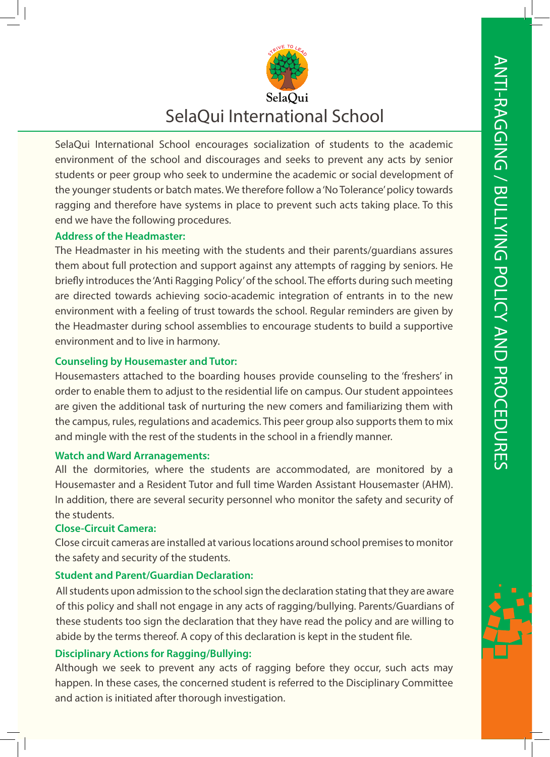STRIVE TO LEAD

SelaQui

# SelaQui International School

## ANTI-RAGGING / BULLYING POLICY AND PROCEDURES

SelaQui International School encourages socialization of students to the academic environment of the school and discourages and seeks to prevent any acts by senior students or peer group who seek to undermine the academic or social development of the younger students or batch mates. We therefore follow a 'No Tolerance' policy towards ragging and therefore have systems in place to prevent such acts taking place. To this end we have the following procedures.

### Address of the Headmaster:

The Headmaster in his meeting with the students and their parents/guardians assures them about full protection and support against any attempts of ragging by seniors. He briefly introduces the 'Anti Ragging Policy' of the school. The efforts during such meeting are directed towards achieving socio-academic integration of entrants in to the new environment with a feeling of trust towards the school. Regular reminders are given by the Headmaster during school assemblies to encourage students to build a supportive environment and to live in harmony.

### Counseling by Housemaster and Tutor:

Housemasters attached to the boarding houses provide counseling to the 'freshers' in order to enable them to adjust to the residential life on campus. Our student appointees are given the additional task of nurturing the new comers and familiarizing them with the campus, rules, regulations and academics. This peer group also supports them to mix and mingle with the rest of the students in the school in a friendly manner.

### Watch and Ward Arrangements:

All the dormitories, where the students are accommodated, are monitored by a Housemaster and a Resident Tutor and full time Warden Assistant Housemaster (AHM). In addition, there are several security personnel who monitor the safety and security of the students.

### Close-Circuit Camera:

Close circuit cameras are installed at various locations around school premises to monitor the safety and security of the students.

### Student and Parent/Guardian Declaration:

All students upon admission to the school sign the declaration stating that they are aware of this policy and shall not engage in any acts of ragging/bullying. Parents/Guardians of these students too sign the declaration that they have read the policy and are willing to abide by the terms thereof. A copy of this declaration is kept in the student file.

### Disciplinary Actions for Ragging/Bullying:

Although we seek to prevent any acts of ragging before they occur, such acts may happen. In these cases, the concerned student is referred to the Disciplinary Committee and action is initiated after thorough investigation.